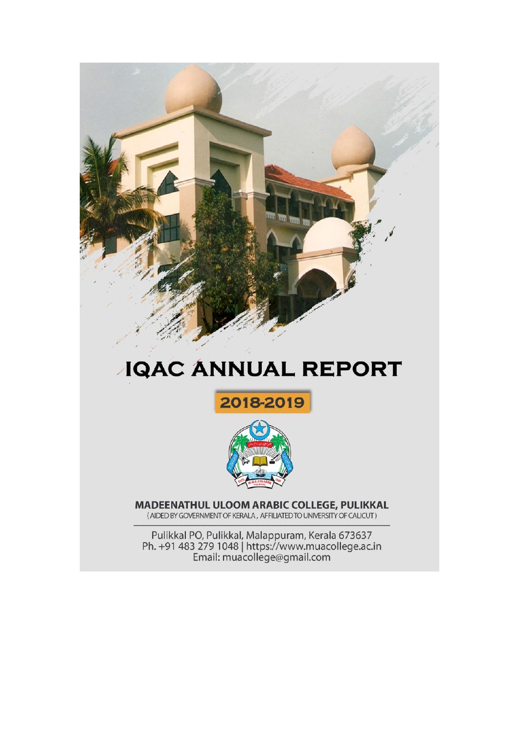# IQAC ANNUAL REPORT

## 2018-2019

**MADEENATHUL ULOOM ARABIC COLLEGE, PULIKKAL**
(AIDED BY GOVERNMENT OF KERALA, AFFILIATED TO UNIVERSITY OF CALICUT)

Pulikkal PO, Pulikkal, Malappuram, Kerala 673637
Ph. +91 483 279 1048 | https://www.muacollege.ac.in
Email: muacollege@gmail.com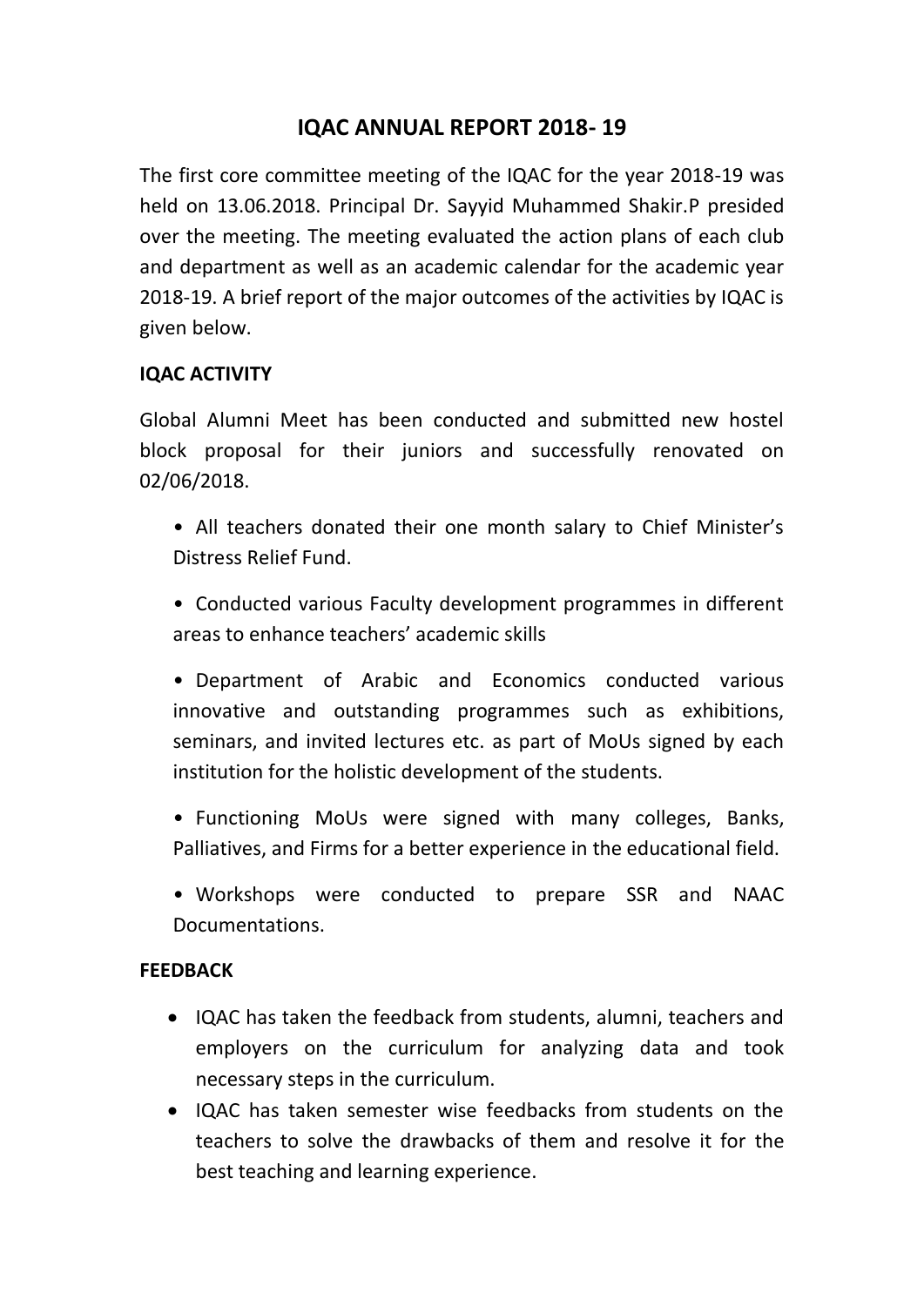# IQAC ANNUAL REPORT 2018- 19

The first core committee meeting of the IQAC for the year 2018-19 was held on 13.06.2018. Principal Dr. Sayyid Muhammed Shakir.P presided over the meeting. The meeting evaluated the action plans of each club and department as well as an academic calendar for the academic year 2018-19. A brief report of the major outcomes of the activities by IQAC is given below.

**IQAC ACTIVITY**

Global Alumni Meet has been conducted and submitted new hostel block proposal for their juniors and successfully renovated on 02/06/2018.

- All teachers donated their one month salary to Chief Minister's Distress Relief Fund.
- Conducted various Faculty development programmes in different areas to enhance teachers' academic skills
- Department of Arabic and Economics conducted various innovative and outstanding programmes such as exhibitions, seminars, and invited lectures etc. as part of MoUs signed by each institution for the holistic development of the students.
- Functioning MoUs were signed with many colleges, Banks, Palliatives, and Firms for a better experience in the educational field.
- Workshops were conducted to prepare SSR and NAAC Documentations.

**FEEDBACK**

- IQAC has taken the feedback from students, alumni, teachers and employers on the curriculum for analyzing data and took necessary steps in the curriculum.
- IQAC has taken semester wise feedbacks from students on the teachers to solve the drawbacks of them and resolve it for the best teaching and learning experience.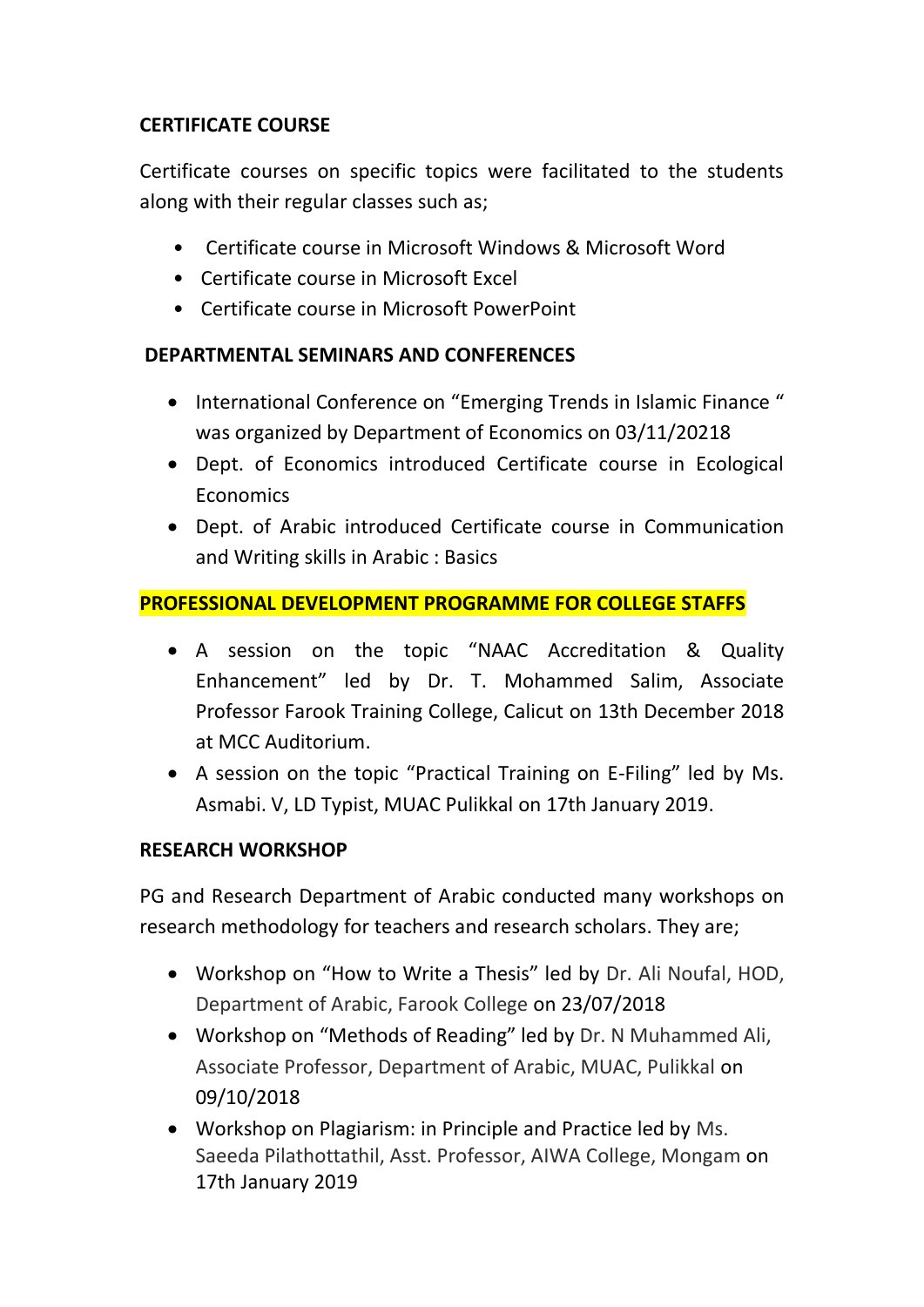**CERTIFICATE COURSE**

Certificate courses on specific topics were facilitated to the students along with their regular classes such as;

- Certificate course in Microsoft Windows & Microsoft Word
- Certificate course in Microsoft Excel
- Certificate course in Microsoft PowerPoint

**DEPARTMENTAL SEMINARS AND CONFERENCES**

- International Conference on “Emerging Trends in Islamic Finance “ was organized by Department of Economics on 03/11/20218
- Dept. of Economics introduced Certificate course in Ecological Economics
- Dept. of Arabic introduced Certificate course in Communication and Writing skills in Arabic : Basics

**PROFESSIONAL DEVELOPMENT PROGRAMME FOR COLLEGE STAFFS**

- A session on the topic “NAAC Accreditation & Quality Enhancement” led by Dr. T. Mohammed Salim, Associate Professor Farook Training College, Calicut on 13th December 2018 at MCC Auditorium.
- A session on the topic “Practical Training on E-Filing” led by Ms. Asmabi. V, LD Typist, MUAC Pulikkal on 17th January 2019.

**RESEARCH WORKSHOP**

PG and Research Department of Arabic conducted many workshops on research methodology for teachers and research scholars. They are;

- Workshop on “How to Write a Thesis” led by Dr. Ali Noufal, HOD, Department of Arabic, Farook College on 23/07/2018
- Workshop on “Methods of Reading” led by Dr. N Muhammed Ali, Associate Professor, Department of Arabic, MUAC, Pulikkal on 09/10/2018
- Workshop on Plagiarism: in Principle and Practice led by Ms. Saeeda Pilathottathil, Asst. Professor, AIWA College, Mongam on 17th January 2019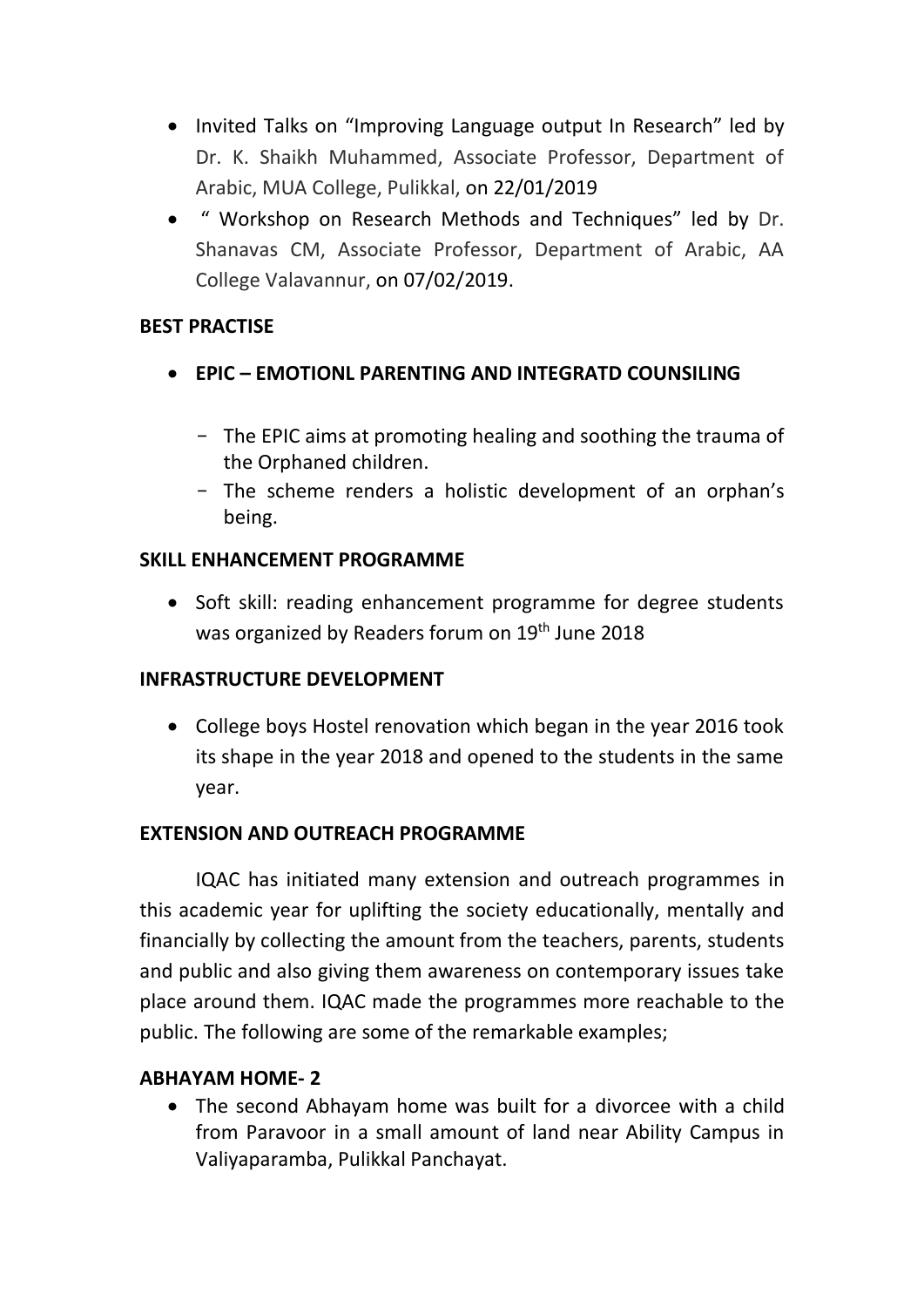- Invited Talks on "Improving Language output In Research" led by Dr. K. Shaikh Muhammed, Associate Professor, Department of Arabic, MUA College, Pulikkal, on 22/01/2019
- " Workshop on Research Methods and Techniques" led by Dr. Shanavas CM, Associate Professor, Department of Arabic, AA College Valavannur, on 07/02/2019.

**BEST PRACTISE**

- **EPIC – EMOTIONL PARENTING AND INTEGRATD COUNSILING**
    - The EPIC aims at promoting healing and soothing the trauma of the Orphaned children.
    - The scheme renders a holistic development of an orphan's being.

**SKILL ENHANCEMENT PROGRAMME**

- Soft skill: reading enhancement programme for degree students was organized by Readers forum on 19th June 2018

**INFRASTRUCTURE DEVELOPMENT**

- College boys Hostel renovation which began in the year 2016 took its shape in the year 2018 and opened to the students in the same year.

**EXTENSION AND OUTREACH PROGRAMME**

IQAC has initiated many extension and outreach programmes in this academic year for uplifting the society educationally, mentally and financially by collecting the amount from the teachers, parents, students and public and also giving them awareness on contemporary issues take place around them. IQAC made the programmes more reachable to the public. The following are some of the remarkable examples;

**ABHAYAM HOME- 2**

- The second Abhayam home was built for a divorcee with a child from Paravoor in a small amount of land near Ability Campus in Valiyaparamba, Pulikkal Panchayat.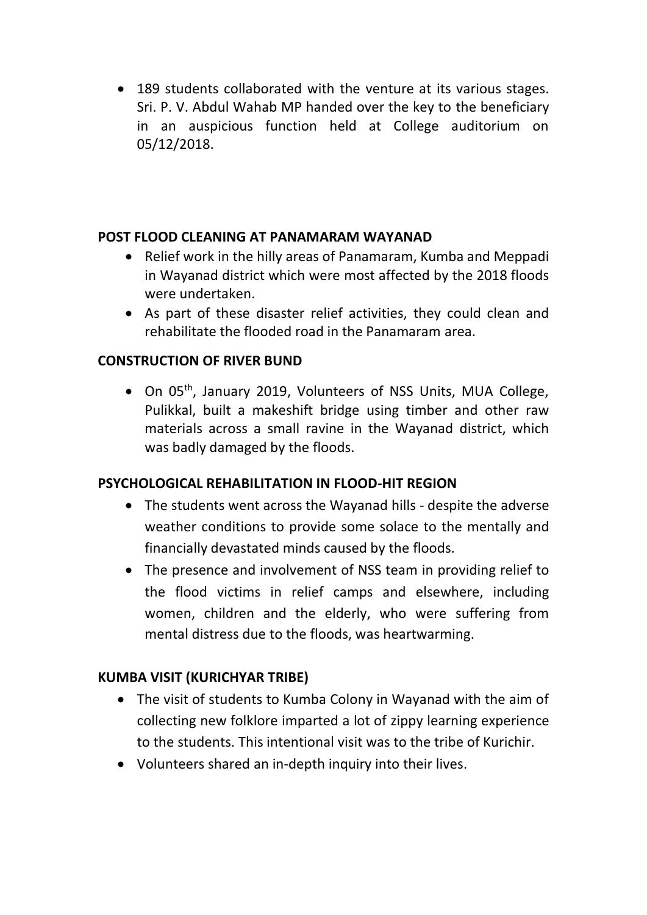- 189 students collaborated with the venture at its various stages. Sri. P. V. Abdul Wahab MP handed over the key to the beneficiary in an auspicious function held at College auditorium on 05/12/2018.

**POST FLOOD CLEANING AT PANAMARAM WAYANAD**

- Relief work in the hilly areas of Panamaram, Kumba and Meppadi in Wayanad district which were most affected by the 2018 floods were undertaken.
- As part of these disaster relief activities, they could clean and rehabilitate the flooded road in the Panamaram area.

**CONSTRUCTION OF RIVER BUND**

- On 05th, January 2019, Volunteers of NSS Units, MUA College, Pulikkal, built a makeshift bridge using timber and other raw materials across a small ravine in the Wayanad district, which was badly damaged by the floods.

**PSYCHOLOGICAL REHABILITATION IN FLOOD-HIT REGION**

- The students went across the Wayanad hills - despite the adverse weather conditions to provide some solace to the mentally and financially devastated minds caused by the floods.
- The presence and involvement of NSS team in providing relief to the flood victims in relief camps and elsewhere, including women, children and the elderly, who were suffering from mental distress due to the floods, was heartwarming.

**KUMBA VISIT (KURICHYAR TRIBE)**

- The visit of students to Kumba Colony in Wayanad with the aim of collecting new folklore imparted a lot of zippy learning experience to the students. This intentional visit was to the tribe of Kurichir.
- Volunteers shared an in-depth inquiry into their lives.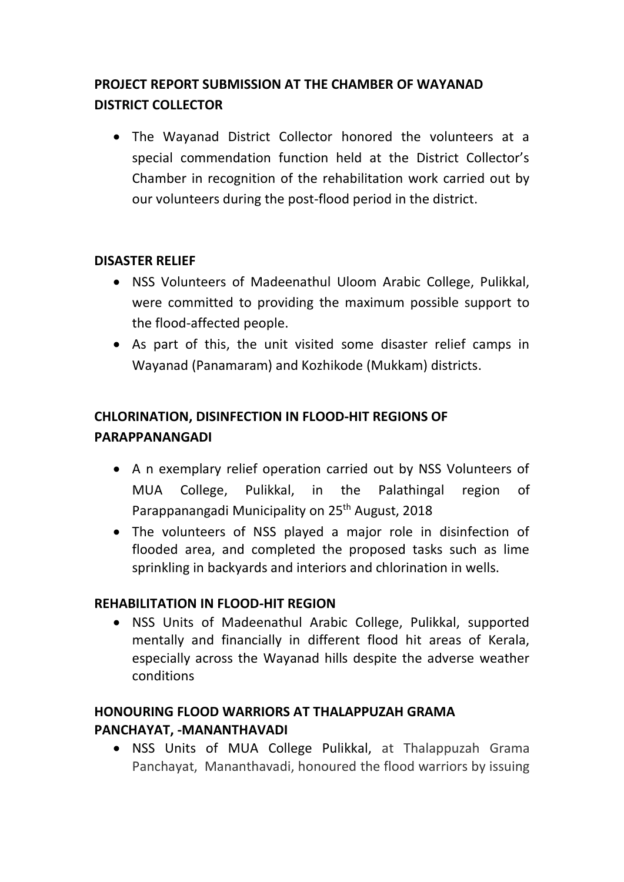## PROJECT REPORT SUBMISSION AT THE CHAMBER OF WAYANAD DISTRICT COLLECTOR

- The Wayanad District Collector honored the volunteers at a special commendation function held at the District Collector's Chamber in recognition of the rehabilitation work carried out by our volunteers during the post-flood period in the district.

## DISASTER RELIEF

- NSS Volunteers of Madeenathul Uloom Arabic College, Pulikkal, were committed to providing the maximum possible support to the flood-affected people.
- As part of this, the unit visited some disaster relief camps in Wayanad (Panamaram) and Kozhikode (Mukkam) districts.

## CHLORINATION, DISINFECTION IN FLOOD-HIT REGIONS OF PARAPPANANGADI

- A n exemplary relief operation carried out by NSS Volunteers of MUA College, Pulikkal, in the Palathingal region of Parappanangadi Municipality on 25th August, 2018
- The volunteers of NSS played a major role in disinfection of flooded area, and completed the proposed tasks such as lime sprinkling in backyards and interiors and chlorination in wells.

## REHABILITATION IN FLOOD-HIT REGION

- NSS Units of Madeenathul Arabic College, Pulikkal, supported mentally and financially in different flood hit areas of Kerala, especially across the Wayanad hills despite the adverse weather conditions

## HONOURING FLOOD WARRIORS AT THALAPPUZAH GRAMA PANCHAYAT, -MANANTHAVADI

- NSS Units of MUA College Pulikkal, at Thalappuzah Grama Panchayat, Mananthavadi, honoured the flood warriors by issuing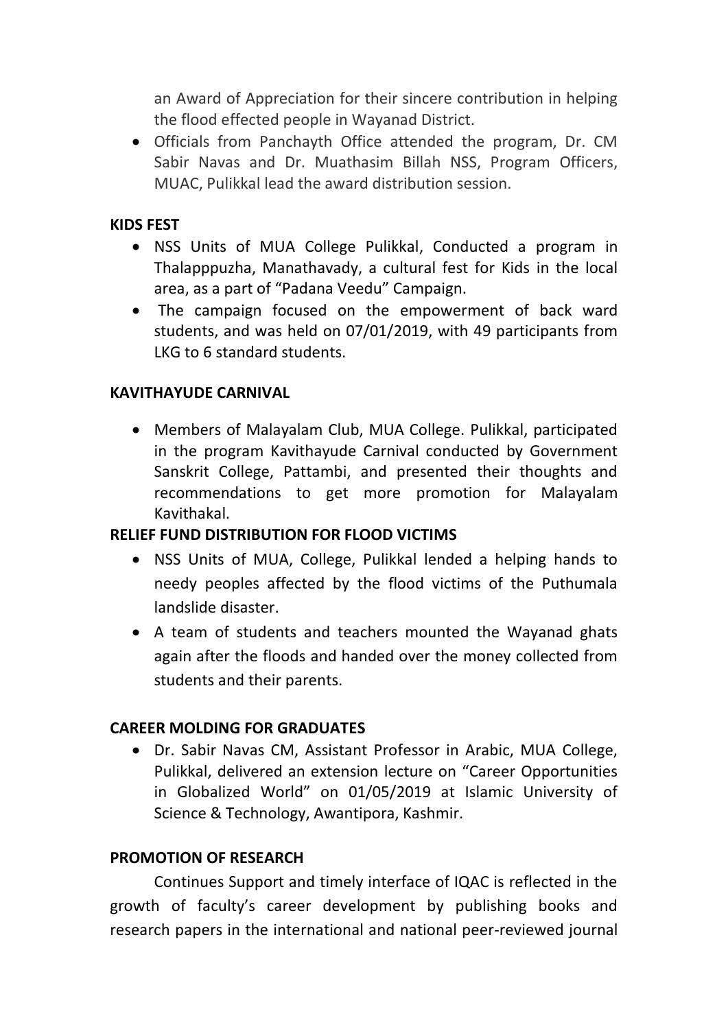an Award of Appreciation for their sincere contribution in helping the flood effected people in Wayanad District.

- Officials from Panchayth Office attended the program, Dr. CM Sabir Navas and Dr. Muathasim Billah NSS, Program Officers, MUAC, Pulikkal lead the award distribution session.

**KIDS FEST**

- NSS Units of MUA College Pulikkal, Conducted a program in Thalapppuzha, Manathavady, a cultural fest for Kids in the local area, as a part of "Padana Veedu" Campaign.
- The campaign focused on the empowerment of back ward students, and was held on 07/01/2019, with 49 participants from LKG to 6 standard students.

**KAVITHAYUDE CARNIVAL**

- Members of Malayalam Club, MUA College. Pulikkal, participated in the program Kavithayude Carnival conducted by Government Sanskrit College, Pattambi, and presented their thoughts and recommendations to get more promotion for Malayalam Kavithakal.

**RELIEF FUND DISTRIBUTION FOR FLOOD VICTIMS**

- NSS Units of MUA, College, Pulikkal lended a helping hands to needy peoples affected by the flood victims of the Puthumala landslide disaster.
- A team of students and teachers mounted the Wayanad ghats again after the floods and handed over the money collected from students and their parents.

**CAREER MOLDING FOR GRADUATES**

- Dr. Sabir Navas CM, Assistant Professor in Arabic, MUA College, Pulikkal, delivered an extension lecture on "Career Opportunities in Globalized World" on 01/05/2019 at Islamic University of Science & Technology, Awantipora, Kashmir.

**PROMOTION OF RESEARCH**

Continues Support and timely interface of IQAC is reflected in the growth of faculty's career development by publishing books and research papers in the international and national peer-reviewed journal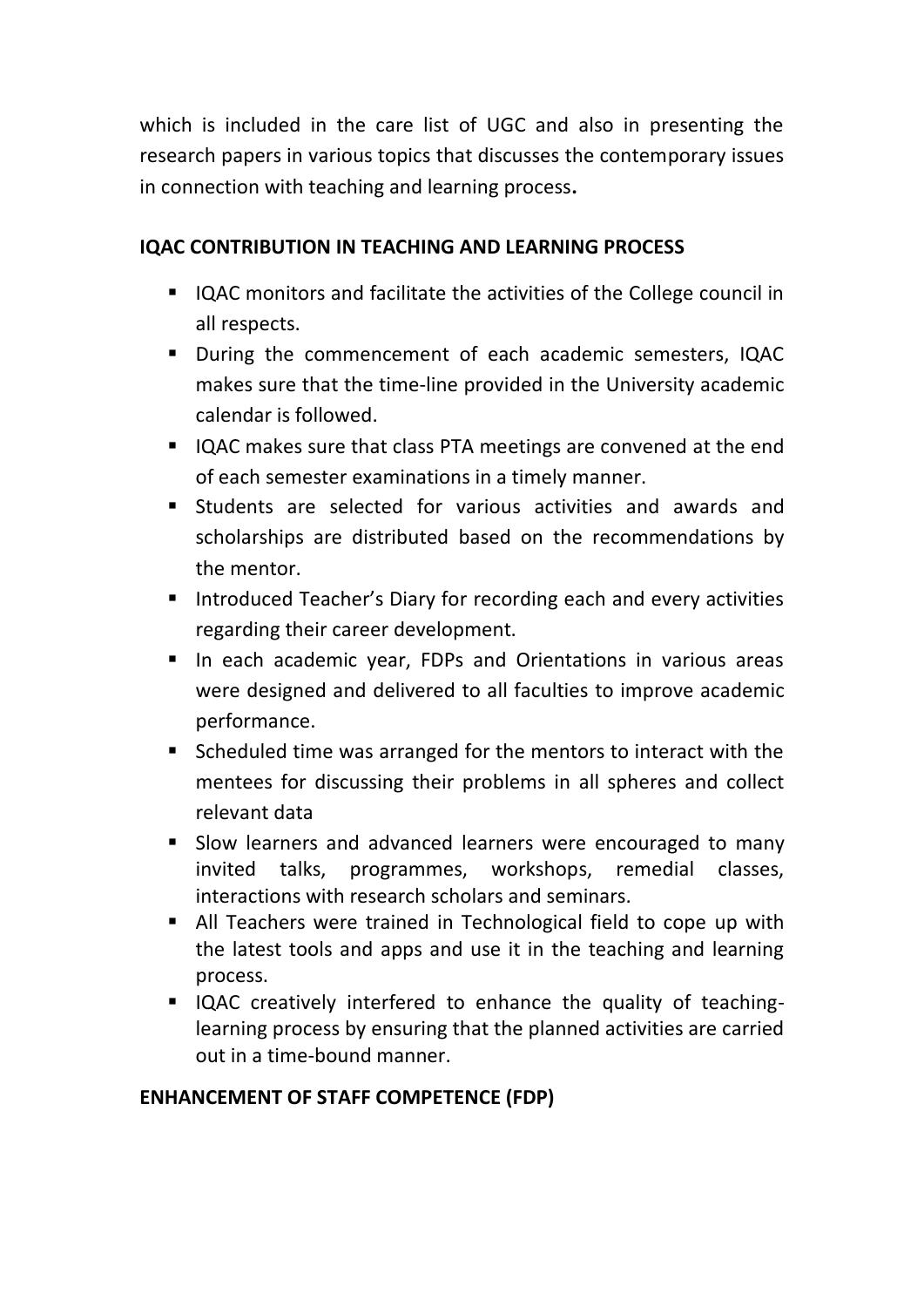which is included in the care list of UGC and also in presenting the research papers in various topics that discusses the contemporary issues in connection with teaching and learning process**.**

**IQAC CONTRIBUTION IN TEACHING AND LEARNING PROCESS**

- IQAC monitors and facilitate the activities of the College council in all respects.
- During the commencement of each academic semesters, IQAC makes sure that the time-line provided in the University academic calendar is followed.
- IQAC makes sure that class PTA meetings are convened at the end of each semester examinations in a timely manner.
- Students are selected for various activities and awards and scholarships are distributed based on the recommendations by the mentor.
- Introduced Teacher's Diary for recording each and every activities regarding their career development.
- In each academic year, FDPs and Orientations in various areas were designed and delivered to all faculties to improve academic performance.
- Scheduled time was arranged for the mentors to interact with the mentees for discussing their problems in all spheres and collect relevant data
- Slow learners and advanced learners were encouraged to many invited talks, programmes, workshops, remedial classes, interactions with research scholars and seminars.
- All Teachers were trained in Technological field to cope up with the latest tools and apps and use it in the teaching and learning process.
- IQAC creatively interfered to enhance the quality of teaching-learning process by ensuring that the planned activities are carried out in a time-bound manner.

**ENHANCEMENT OF STAFF COMPETENCE (FDP)**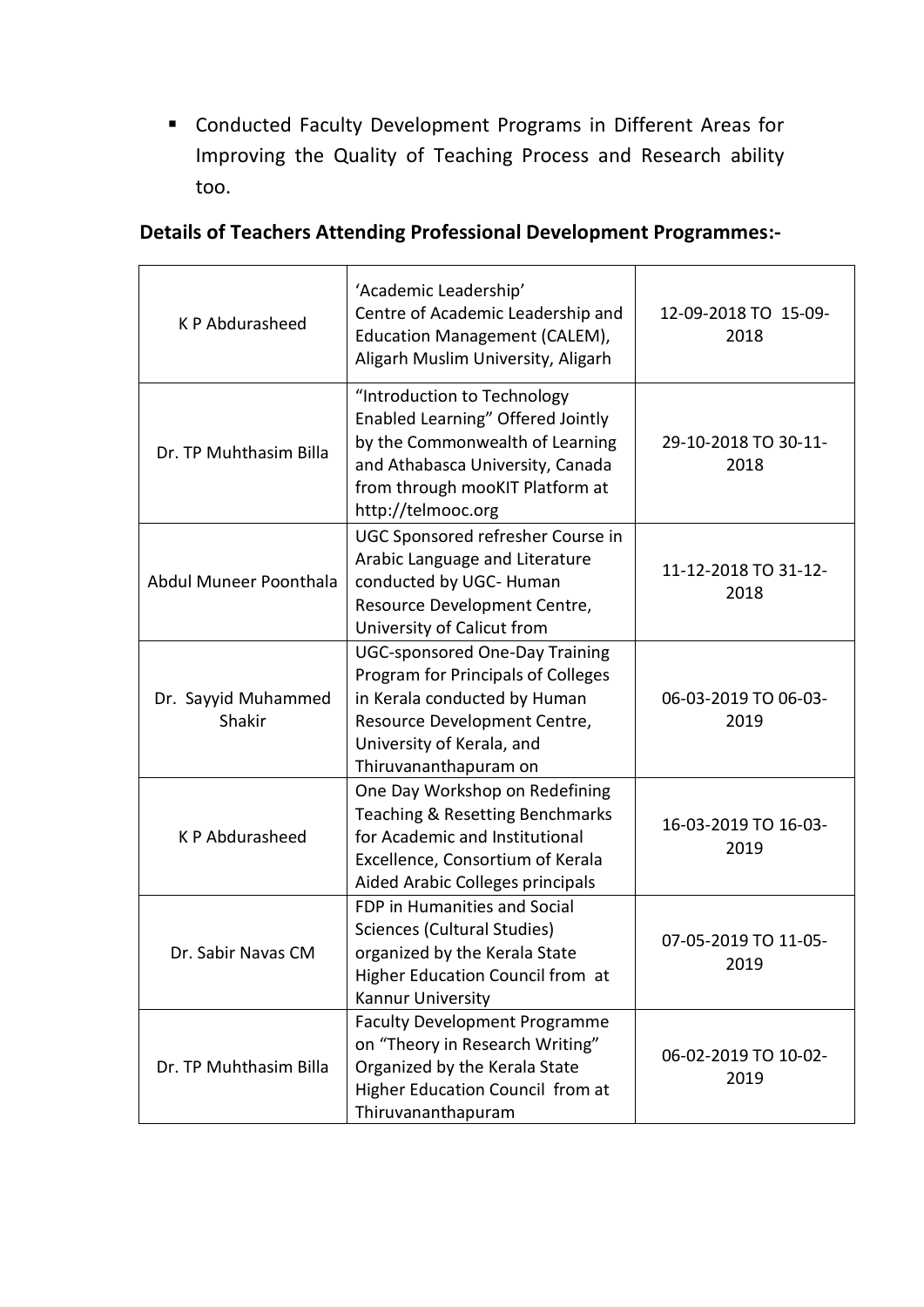- Conducted Faculty Development Programs in Different Areas for Improving the Quality of Teaching Process and Research ability too.

**Details of Teachers Attending Professional Development Programmes:-**

| | | |
|---|---|---|
| K P Abdurasheed | 'Academic Leadership' Centre of Academic Leadership and Education Management (CALEM), Aligarh Muslim University, Aligarh | 12-09-2018 TO 15-09-2018 |
| Dr. TP Muhthasim Billa | "Introduction to Technology Enabled Learning" Offered Jointly by the Commonwealth of Learning and Athabasca University, Canada from through mooKIT Platform at http://telmooc.org | 29-10-2018 TO 30-11-2018 |
| Abdul Muneer Poonthala | UGC Sponsored refresher Course in Arabic Language and Literature conducted by UGC- Human Resource Development Centre, University of Calicut from | 11-12-2018 TO 31-12-2018 |
| Dr. Sayyid Muhammed Shakir | UGC-sponsored One-Day Training Program for Principals of Colleges in Kerala conducted by Human Resource Development Centre, University of Kerala, and Thiruvananthapuram on | 06-03-2019 TO 06-03-2019 |
| K P Abdurasheed | One Day Workshop on Redefining Teaching & Resetting Benchmarks for Academic and Institutional Excellence, Consortium of Kerala Aided Arabic Colleges principals | 16-03-2019 TO 16-03-2019 |
| Dr. Sabir Navas CM | FDP in Humanities and Social Sciences (Cultural Studies) organized by the Kerala State Higher Education Council from at Kannur University | 07-05-2019 TO 11-05-2019 |
| Dr. TP Muhthasim Billa | Faculty Development Programme on "Theory in Research Writing" Organized by the Kerala State Higher Education Council from at Thiruvananthapuram | 06-02-2019 TO 10-02-2019 |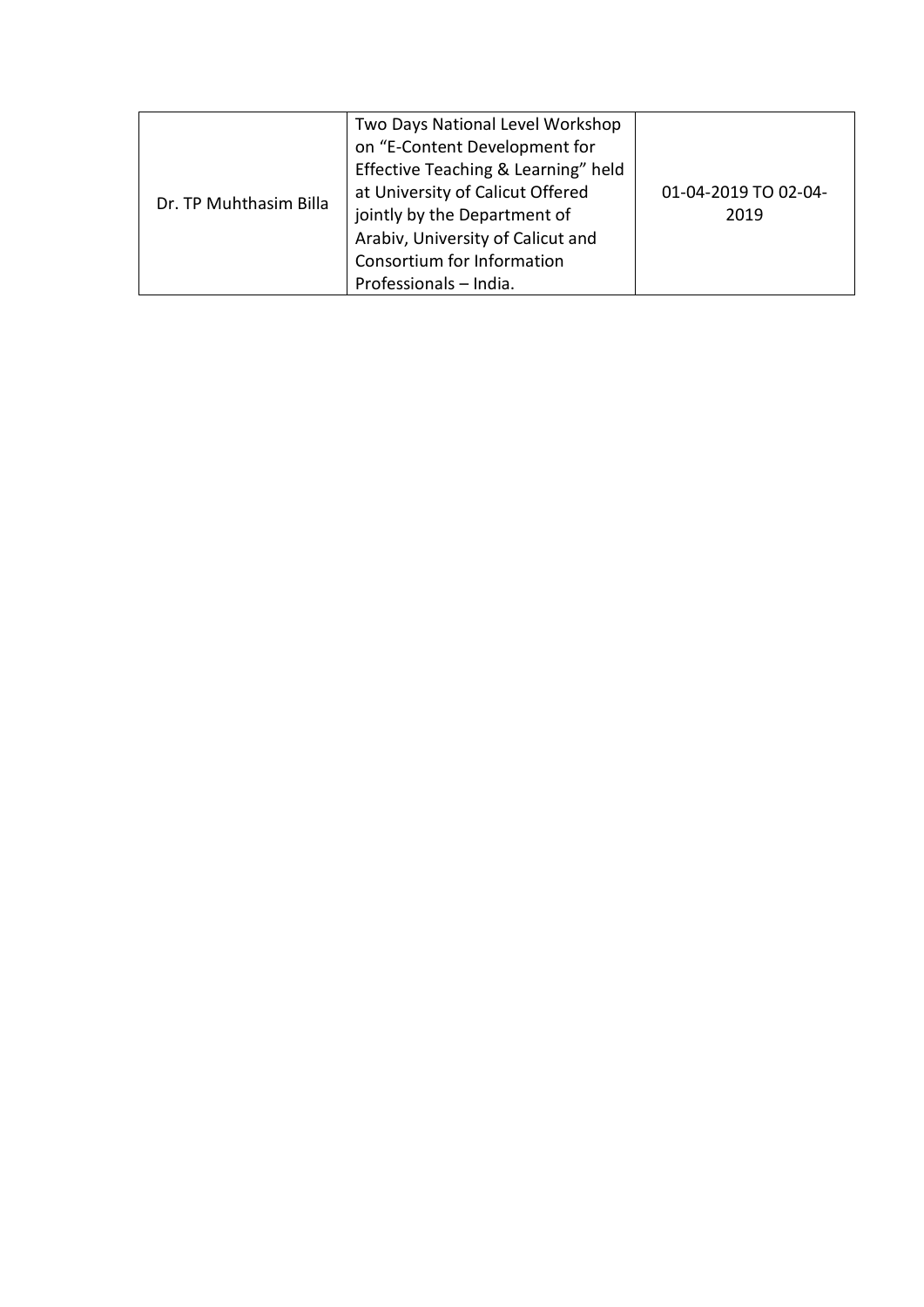| | | |
|---|---|---|
| Dr. TP Muhthasim Billa | Two Days National Level Workshop on "E-Content Development for Effective Teaching & Learning" held at University of Calicut Offered jointly by the Department of Arabiv, University of Calicut and Consortium for Information Professionals – India. | 01-04-2019 TO 02-04-2019 |